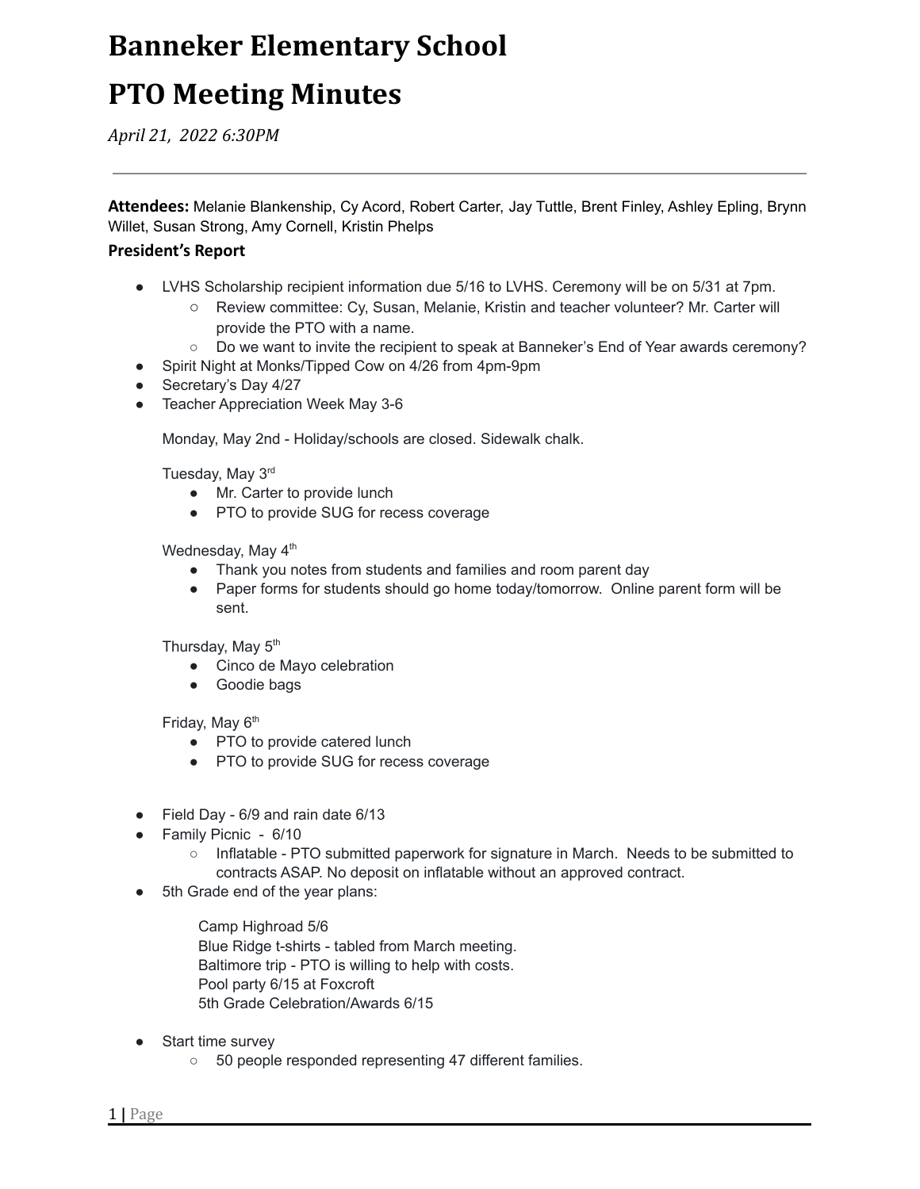# Banneker Elementary School

# PTO Meeting Minutes

*April 21, 2022 6:30PM*

---

**Attendees:** Melanie Blankenship, Cy Acord, Robert Carter, Jay Tuttle, Brent Finley, Ashley Epling, Brynn Willet, Susan Strong, Amy Cornell, Kristin Phelps

### President's Report

- LVHS Scholarship recipient information due 5/16 to LVHS. Ceremony will be on 5/31 at 7pm.
  - Review committee: Cy, Susan, Melanie, Kristin and teacher volunteer? Mr. Carter will provide the PTO with a name.
  - Do we want to invite the recipient to speak at Banneker's End of Year awards ceremony?
- Spirit Night at Monks/Tipped Cow on 4/26 from 4pm-9pm
- Secretary's Day 4/27
- Teacher Appreciation Week May 3-6

  Monday, May 2nd - Holiday/schools are closed. Sidewalk chalk.

  Tuesday, May 3rd
  - Mr. Carter to provide lunch
  - PTO to provide SUG for recess coverage

  Wednesday, May 4th
  - Thank you notes from students and families and room parent day
  - Paper forms for students should go home today/tomorrow. Online parent form will be sent.

  Thursday, May 5th
  - Cinco de Mayo celebration
  - Goodie bags

  Friday, May 6th
  - PTO to provide catered lunch
  - PTO to provide SUG for recess coverage

- Field Day - 6/9 and rain date 6/13
- Family Picnic - 6/10
  - Inflatable - PTO submitted paperwork for signature in March. Needs to be submitted to contracts ASAP. No deposit on inflatable without an approved contract.
- 5th Grade end of the year plans:

  Camp Highroad 5/6
  Blue Ridge t-shirts - tabled from March meeting.
  Baltimore trip - PTO is willing to help with costs.
  Pool party 6/15 at Foxcroft
  5th Grade Celebration/Awards 6/15

- Start time survey
  - 50 people responded representing 47 different families.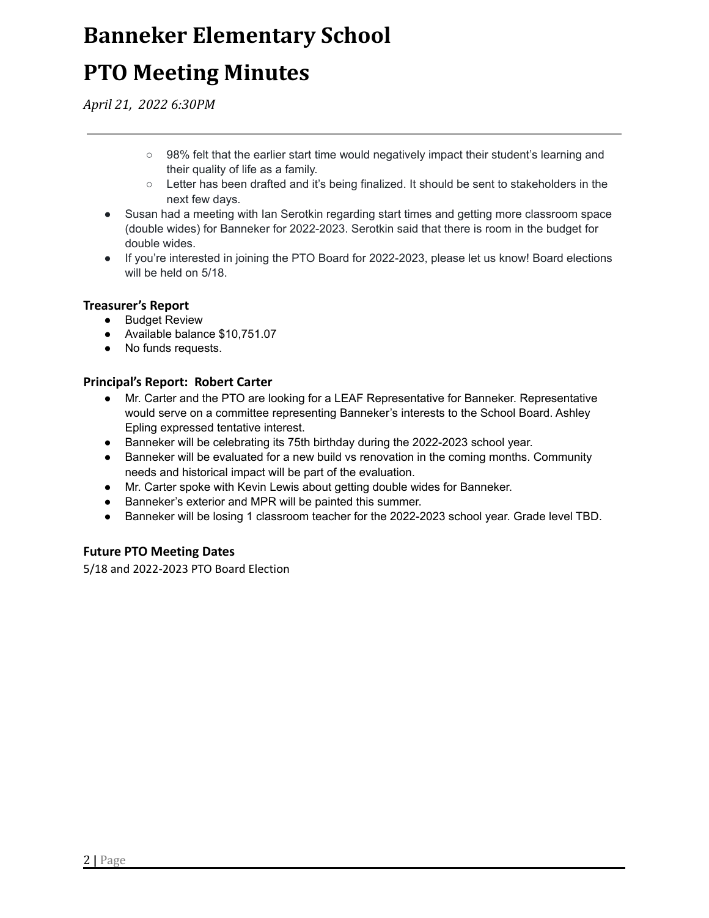# Banneker Elementary School

# PTO Meeting Minutes

*April 21, 2022 6:30PM*

---

    - 98% felt that the earlier start time would negatively impact their student's learning and their quality of life as a family.
    - Letter has been drafted and it's being finalized. It should be sent to stakeholders in the next few days.
- Susan had a meeting with Ian Serotkin regarding start times and getting more classroom space (double wides) for Banneker for 2022-2023. Serotkin said that there is room in the budget for double wides.
- If you're interested in joining the PTO Board for 2022-2023, please let us know! Board elections will be held on 5/18.

### Treasurer's Report

- Budget Review
- Available balance $10,751.07
- No funds requests.

### Principal's Report: Robert Carter

- Mr. Carter and the PTO are looking for a LEAF Representative for Banneker. Representative would serve on a committee representing Banneker's interests to the School Board. Ashley Epling expressed tentative interest.
- Banneker will be celebrating its 75th birthday during the 2022-2023 school year.
- Banneker will be evaluated for a new build vs renovation in the coming months. Community needs and historical impact will be part of the evaluation.
- Mr. Carter spoke with Kevin Lewis about getting double wides for Banneker.
- Banneker's exterior and MPR will be painted this summer.
- Banneker will be losing 1 classroom teacher for the 2022-2023 school year. Grade level TBD.

### Future PTO Meeting Dates

5/18 and 2022-2023 PTO Board Election